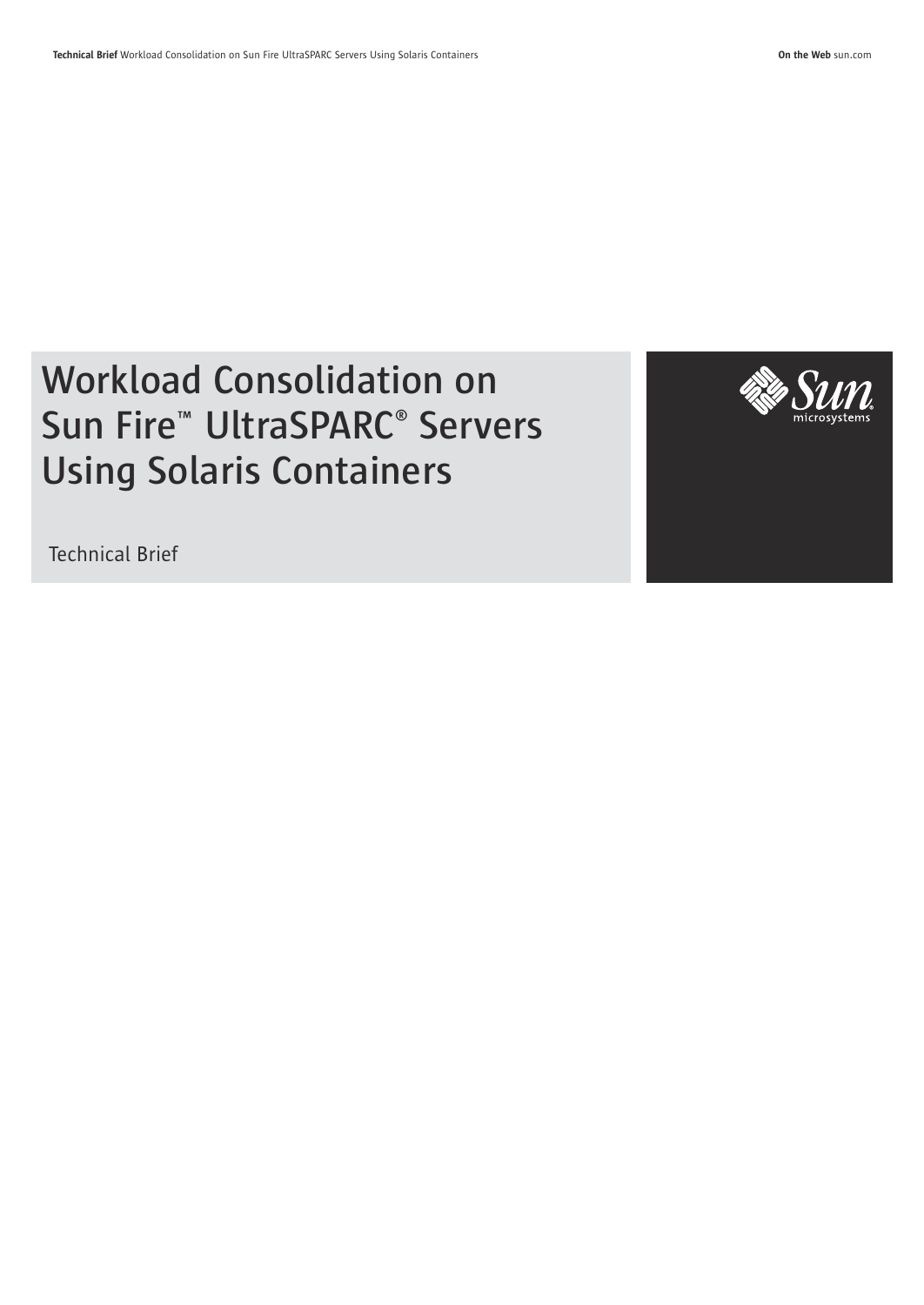# Workload Consolidation on Sun Fire™ UltraSPARC® Servers Using Solaris Containers

Technical Brief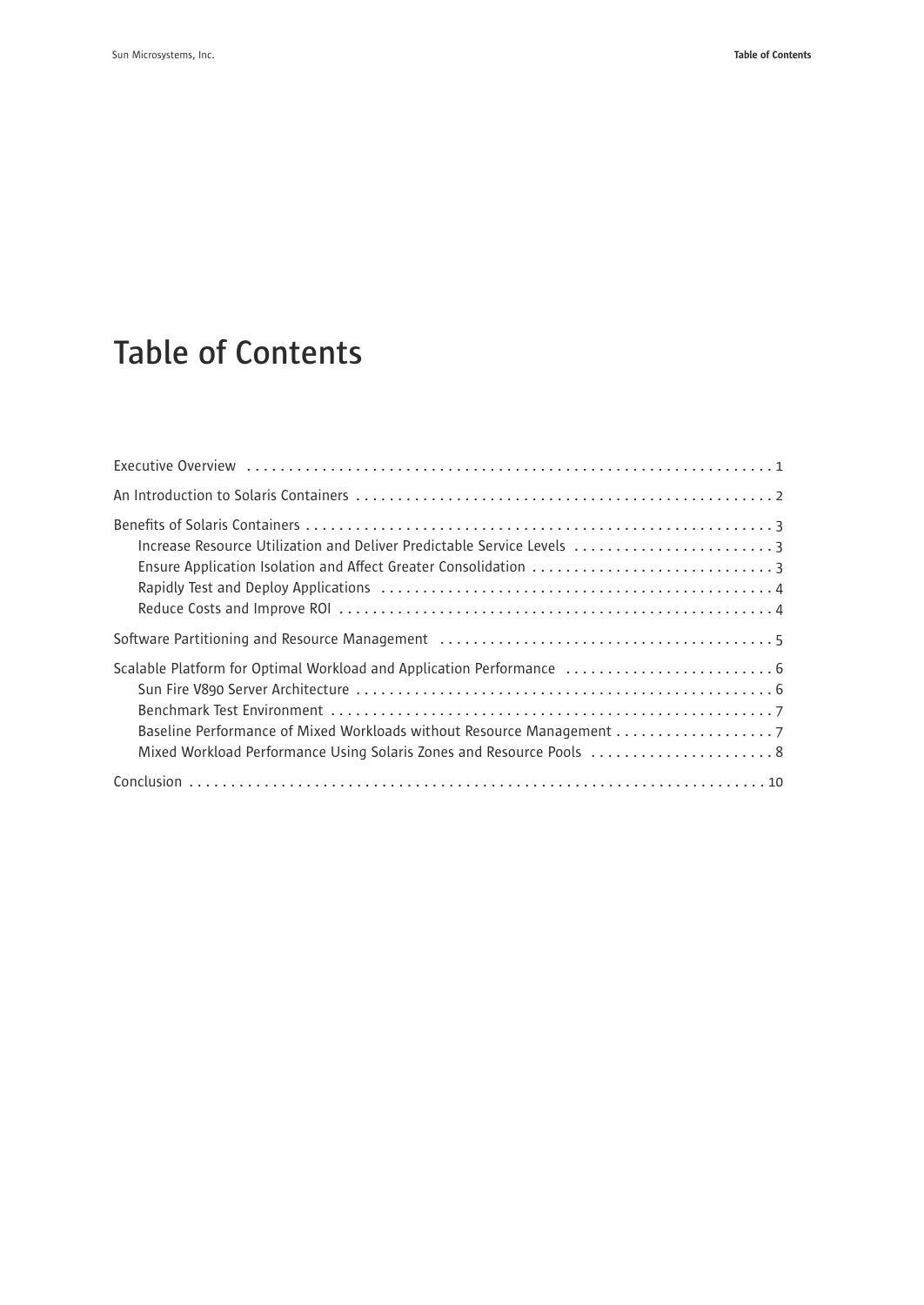# Table of Contents

Executive Overview ........ 1

An Introduction to Solaris Containers ........ 2

Benefits of Solaris Containers ........ 3
- Increase Resource Utilization and Deliver Predictable Service Levels ........ 3
- Ensure Application Isolation and Affect Greater Consolidation ........ 3
- Rapidly Test and Deploy Applications ........ 4
- Reduce Costs and Improve ROI ........ 4

Software Partitioning and Resource Management ........ 5

Scalable Platform for Optimal Workload and Application Performance ........ 6
- Sun Fire V890 Server Architecture ........ 6
- Benchmark Test Environment ........ 7
- Baseline Performance of Mixed Workloads without Resource Management ........ 7
- Mixed Workload Performance Using Solaris Zones and Resource Pools ........ 8

Conclusion ........ 10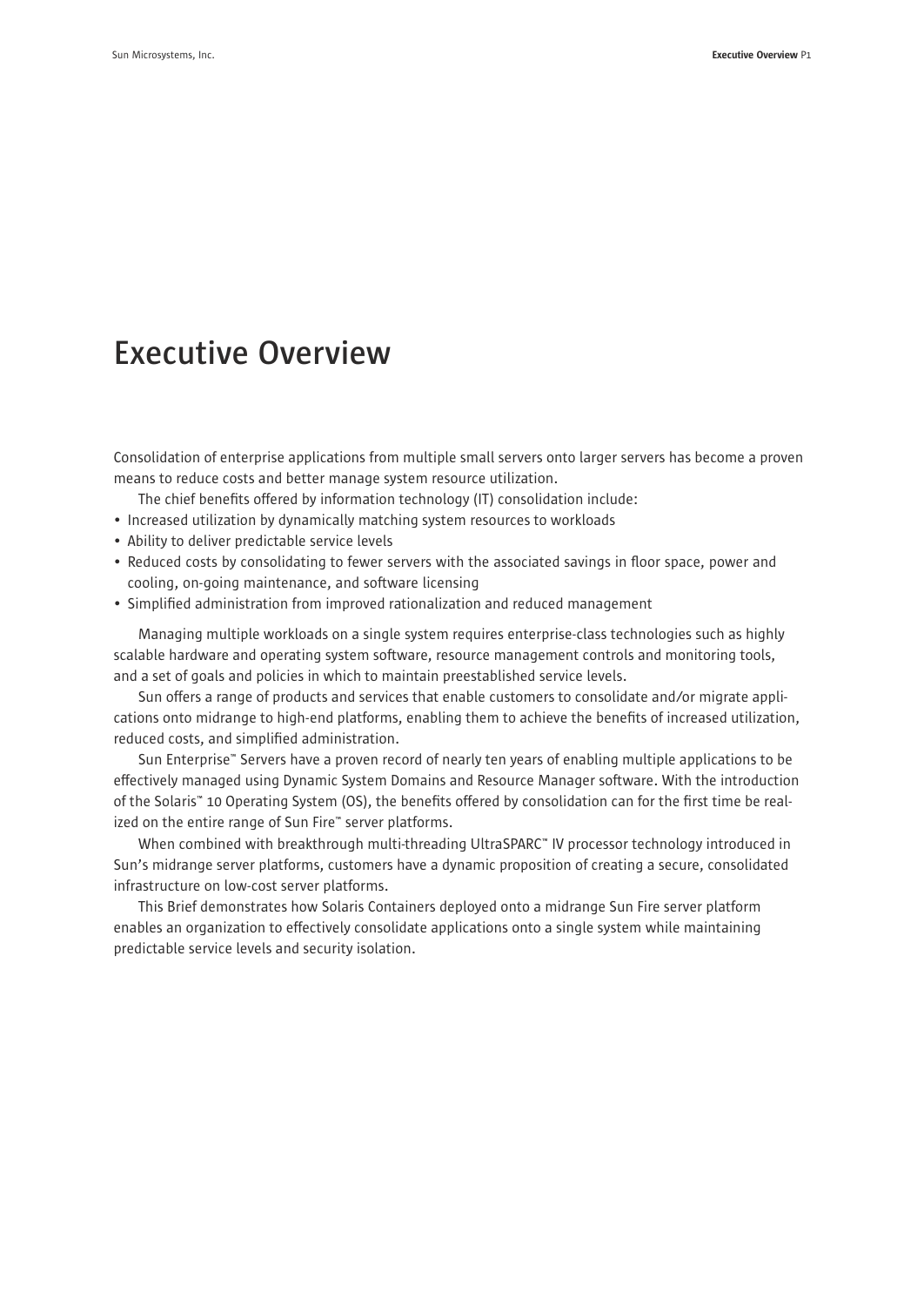# Executive Overview

Consolidation of enterprise applications from multiple small servers onto larger servers has become a proven means to reduce costs and better manage system resource utilization.

The chief benefits offered by information technology (IT) consolidation include:

- Increased utilization by dynamically matching system resources to workloads
- Ability to deliver predictable service levels
- Reduced costs by consolidating to fewer servers with the associated savings in floor space, power and cooling, on-going maintenance, and software licensing
- Simplified administration from improved rationalization and reduced management

Managing multiple workloads on a single system requires enterprise-class technologies such as highly scalable hardware and operating system software, resource management controls and monitoring tools, and a set of goals and policies in which to maintain preestablished service levels.

Sun offers a range of products and services that enable customers to consolidate and/or migrate applications onto midrange to high-end platforms, enabling them to achieve the benefits of increased utilization, reduced costs, and simplified administration.

Sun Enterprise™ Servers have a proven record of nearly ten years of enabling multiple applications to be effectively managed using Dynamic System Domains and Resource Manager software. With the introduction of the Solaris™ 10 Operating System (OS), the benefits offered by consolidation can for the first time be realized on the entire range of Sun Fire™ server platforms.

When combined with breakthrough multi-threading UltraSPARC™ IV processor technology introduced in Sun's midrange server platforms, customers have a dynamic proposition of creating a secure, consolidated infrastructure on low-cost server platforms.

This Brief demonstrates how Solaris Containers deployed onto a midrange Sun Fire server platform enables an organization to effectively consolidate applications onto a single system while maintaining predictable service levels and security isolation.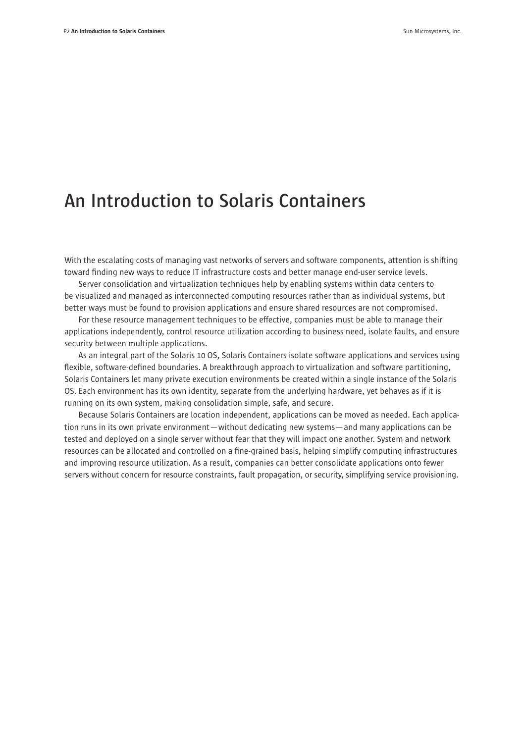# An Introduction to Solaris Containers

With the escalating costs of managing vast networks of servers and software components, attention is shifting toward finding new ways to reduce IT infrastructure costs and better manage end-user service levels.

Server consolidation and virtualization techniques help by enabling systems within data centers to be visualized and managed as interconnected computing resources rather than as individual systems, but better ways must be found to provision applications and ensure shared resources are not compromised.

For these resource management techniques to be effective, companies must be able to manage their applications independently, control resource utilization according to business need, isolate faults, and ensure security between multiple applications.

As an integral part of the Solaris 10 OS, Solaris Containers isolate software applications and services using flexible, software-defined boundaries. A breakthrough approach to virtualization and software partitioning, Solaris Containers let many private execution environments be created within a single instance of the Solaris OS. Each environment has its own identity, separate from the underlying hardware, yet behaves as if it is running on its own system, making consolidation simple, safe, and secure.

Because Solaris Containers are location independent, applications can be moved as needed. Each application runs in its own private environment — without dedicating new systems — and many applications can be tested and deployed on a single server without fear that they will impact one another. System and network resources can be allocated and controlled on a fine-grained basis, helping simplify computing infrastructures and improving resource utilization. As a result, companies can better consolidate applications onto fewer servers without concern for resource constraints, fault propagation, or security, simplifying service provisioning.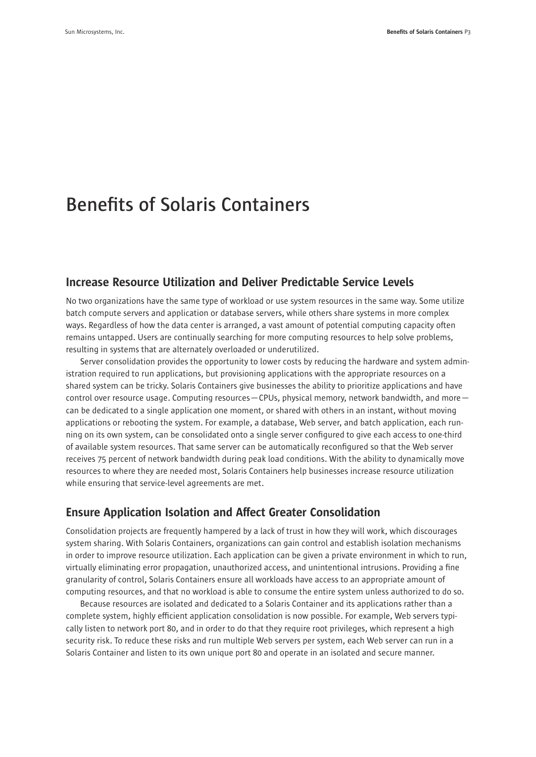# Benefits of Solaris Containers

## Increase Resource Utilization and Deliver Predictable Service Levels

No two organizations have the same type of workload or use system resources in the same way. Some utilize batch compute servers and application or database servers, while others share systems in more complex ways. Regardless of how the data center is arranged, a vast amount of potential computing capacity often remains untapped. Users are continually searching for more computing resources to help solve problems, resulting in systems that are alternately overloaded or underutilized.

Server consolidation provides the opportunity to lower costs by reducing the hardware and system administration required to run applications, but provisioning applications with the appropriate resources on a shared system can be tricky. Solaris Containers give businesses the ability to prioritize applications and have control over resource usage. Computing resources — CPUs, physical memory, network bandwidth, and more — can be dedicated to a single application one moment, or shared with others in an instant, without moving applications or rebooting the system. For example, a database, Web server, and batch application, each running on its own system, can be consolidated onto a single server configured to give each access to one-third of available system resources. That same server can be automatically reconfigured so that the Web server receives 75 percent of network bandwidth during peak load conditions. With the ability to dynamically move resources to where they are needed most, Solaris Containers help businesses increase resource utilization while ensuring that service-level agreements are met.

## Ensure Application Isolation and Affect Greater Consolidation

Consolidation projects are frequently hampered by a lack of trust in how they will work, which discourages system sharing. With Solaris Containers, organizations can gain control and establish isolation mechanisms in order to improve resource utilization. Each application can be given a private environment in which to run, virtually eliminating error propagation, unauthorized access, and unintentional intrusions. Providing a fine granularity of control, Solaris Containers ensure all workloads have access to an appropriate amount of computing resources, and that no workload is able to consume the entire system unless authorized to do so.

Because resources are isolated and dedicated to a Solaris Container and its applications rather than a complete system, highly efficient application consolidation is now possible. For example, Web servers typically listen to network port 80, and in order to do that they require root privileges, which represent a high security risk. To reduce these risks and run multiple Web servers per system, each Web server can run in a Solaris Container and listen to its own unique port 80 and operate in an isolated and secure manner.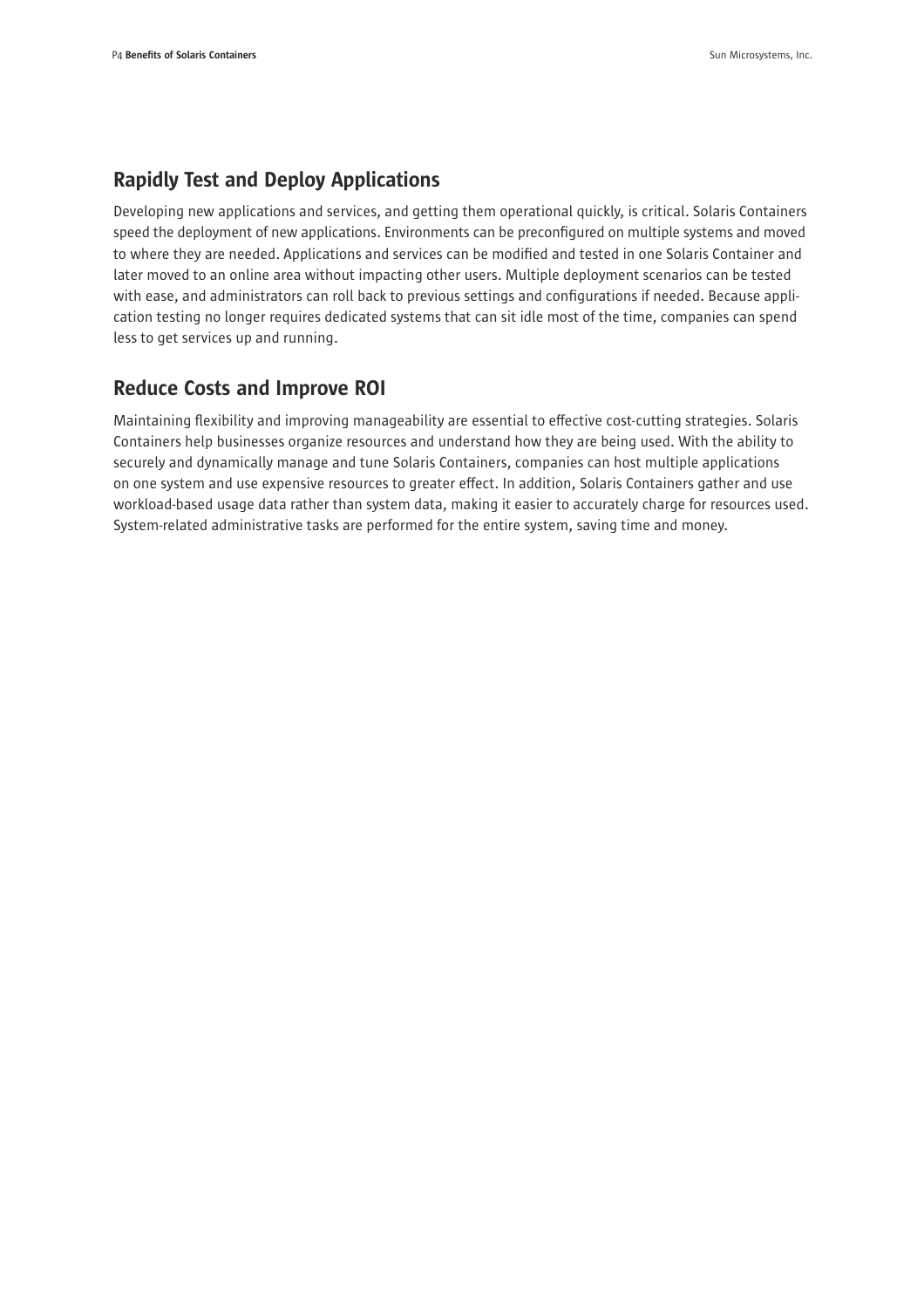## Rapidly Test and Deploy Applications

Developing new applications and services, and getting them operational quickly, is critical. Solaris Containers speed the deployment of new applications. Environments can be preconfigured on multiple systems and moved to where they are needed. Applications and services can be modified and tested in one Solaris Container and later moved to an online area without impacting other users. Multiple deployment scenarios can be tested with ease, and administrators can roll back to previous settings and configurations if needed. Because application testing no longer requires dedicated systems that can sit idle most of the time, companies can spend less to get services up and running.

## Reduce Costs and Improve ROI

Maintaining flexibility and improving manageability are essential to effective cost-cutting strategies. Solaris Containers help businesses organize resources and understand how they are being used. With the ability to securely and dynamically manage and tune Solaris Containers, companies can host multiple applications on one system and use expensive resources to greater effect. In addition, Solaris Containers gather and use workload-based usage data rather than system data, making it easier to accurately charge for resources used. System-related administrative tasks are performed for the entire system, saving time and money.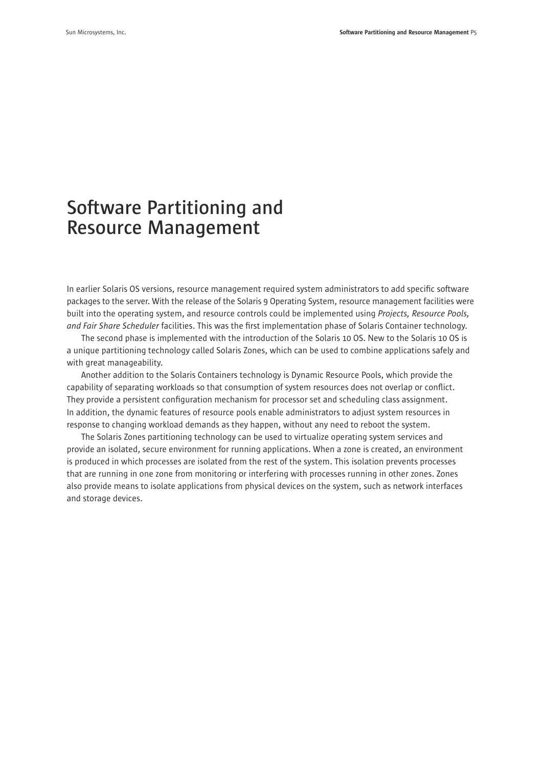# Software Partitioning and Resource Management

In earlier Solaris OS versions, resource management required system administrators to add specific software packages to the server. With the release of the Solaris 9 Operating System, resource management facilities were built into the operating system, and resource controls could be implemented using *Projects, Resource Pools, and Fair Share Scheduler* facilities. This was the first implementation phase of Solaris Container technology.

The second phase is implemented with the introduction of the Solaris 10 OS. New to the Solaris 10 OS is a unique partitioning technology called Solaris Zones, which can be used to combine applications safely and with great manageability.

Another addition to the Solaris Containers technology is Dynamic Resource Pools, which provide the capability of separating workloads so that consumption of system resources does not overlap or conflict. They provide a persistent configuration mechanism for processor set and scheduling class assignment. In addition, the dynamic features of resource pools enable administrators to adjust system resources in response to changing workload demands as they happen, without any need to reboot the system.

The Solaris Zones partitioning technology can be used to virtualize operating system services and provide an isolated, secure environment for running applications. When a zone is created, an environment is produced in which processes are isolated from the rest of the system. This isolation prevents processes that are running in one zone from monitoring or interfering with processes running in other zones. Zones also provide means to isolate applications from physical devices on the system, such as network interfaces and storage devices.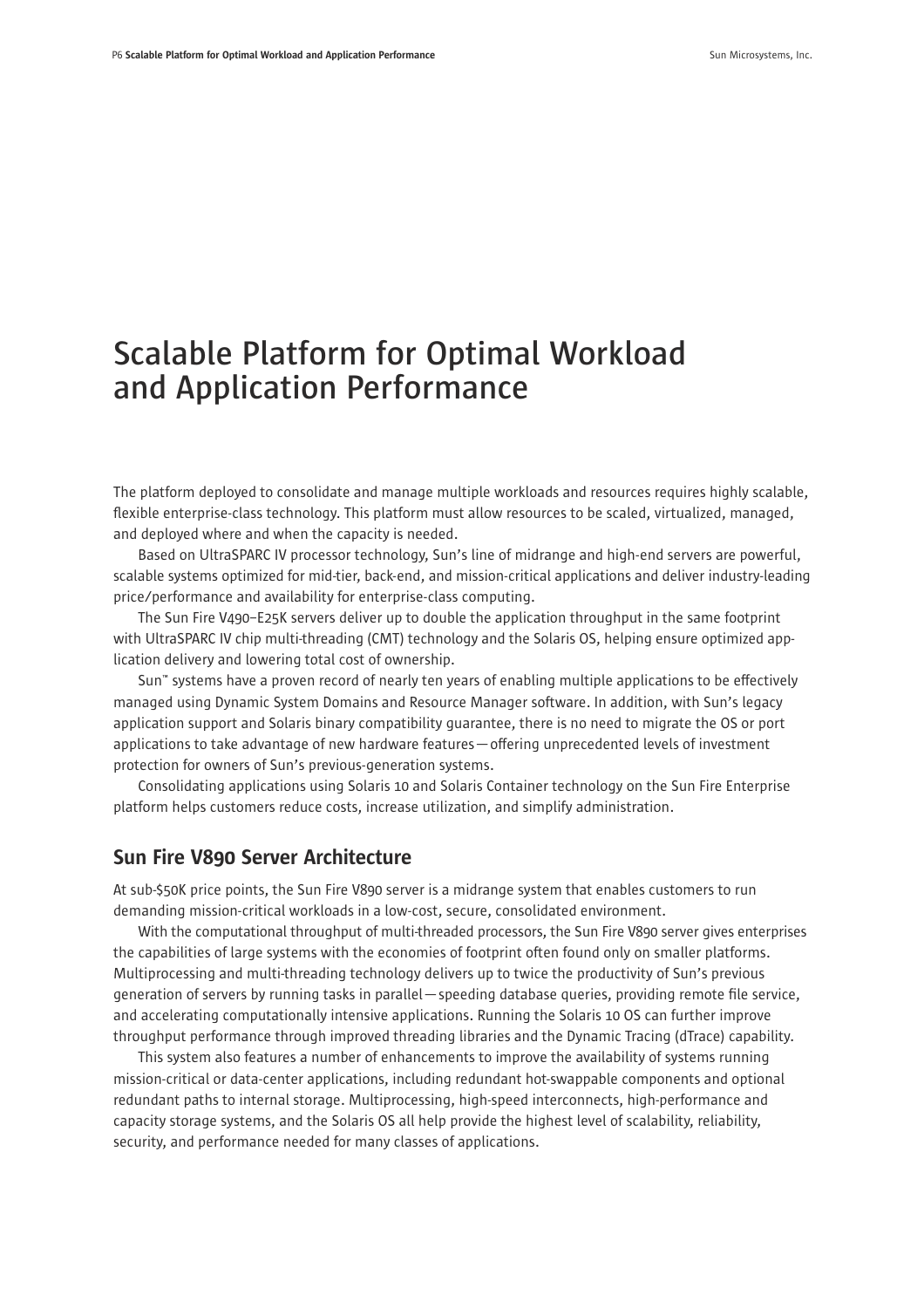# Scalable Platform for Optimal Workload and Application Performance

The platform deployed to consolidate and manage multiple workloads and resources requires highly scalable, flexible enterprise-class technology. This platform must allow resources to be scaled, virtualized, managed, and deployed where and when the capacity is needed.

Based on UltraSPARC IV processor technology, Sun's line of midrange and high-end servers are powerful, scalable systems optimized for mid-tier, back-end, and mission-critical applications and deliver industry-leading price/performance and availability for enterprise-class computing.

The Sun Fire V490–E25K servers deliver up to double the application throughput in the same footprint with UltraSPARC IV chip multi-threading (CMT) technology and the Solaris OS, helping ensure optimized application delivery and lowering total cost of ownership.

Sun™ systems have a proven record of nearly ten years of enabling multiple applications to be effectively managed using Dynamic System Domains and Resource Manager software. In addition, with Sun's legacy application support and Solaris binary compatibility guarantee, there is no need to migrate the OS or port applications to take advantage of new hardware features—offering unprecedented levels of investment protection for owners of Sun's previous-generation systems.

Consolidating applications using Solaris 10 and Solaris Container technology on the Sun Fire Enterprise platform helps customers reduce costs, increase utilization, and simplify administration.

## Sun Fire V890 Server Architecture

At sub-$50K price points, the Sun Fire V890 server is a midrange system that enables customers to run demanding mission-critical workloads in a low-cost, secure, consolidated environment.

With the computational throughput of multi-threaded processors, the Sun Fire V890 server gives enterprises the capabilities of large systems with the economies of footprint often found only on smaller platforms. Multiprocessing and multi-threading technology delivers up to twice the productivity of Sun's previous generation of servers by running tasks in parallel—speeding database queries, providing remote file service, and accelerating computationally intensive applications. Running the Solaris 10 OS can further improve throughput performance through improved threading libraries and the Dynamic Tracing (dTrace) capability.

This system also features a number of enhancements to improve the availability of systems running mission-critical or data-center applications, including redundant hot-swappable components and optional redundant paths to internal storage. Multiprocessing, high-speed interconnects, high-performance and capacity storage systems, and the Solaris OS all help provide the highest level of scalability, reliability, security, and performance needed for many classes of applications.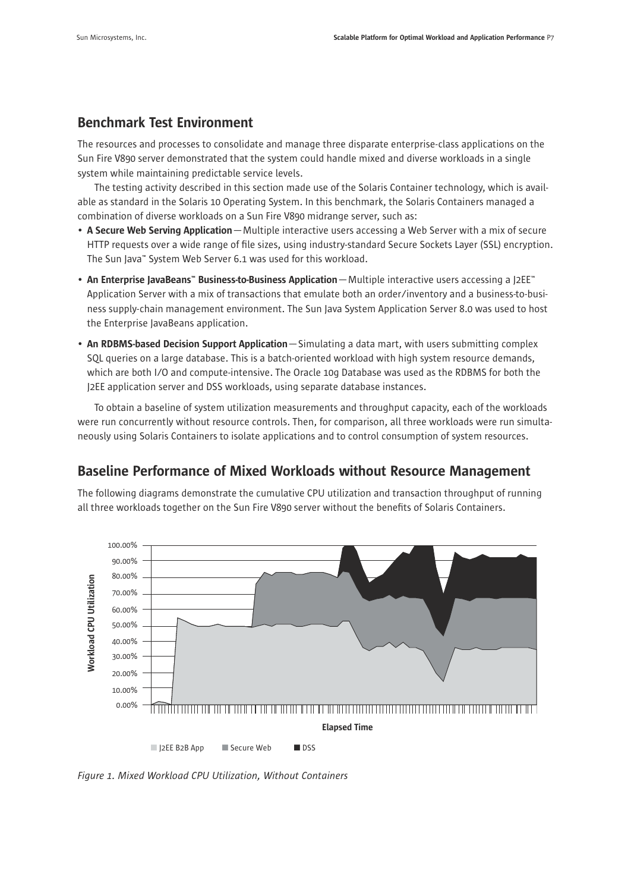## Benchmark Test Environment

The resources and processes to consolidate and manage three disparate enterprise-class applications on the Sun Fire V890 server demonstrated that the system could handle mixed and diverse workloads in a single system while maintaining predictable service levels.

The testing activity described in this section made use of the Solaris Container technology, which is available as standard in the Solaris 10 Operating System. In this benchmark, the Solaris Containers managed a combination of diverse workloads on a Sun Fire V890 midrange server, such as:

- **A Secure Web Serving Application** — Multiple interactive users accessing a Web Server with a mix of secure HTTP requests over a wide range of file sizes, using industry-standard Secure Sockets Layer (SSL) encryption. The Sun Java™ System Web Server 6.1 was used for this workload.
- **An Enterprise JavaBeans™ Business-to-Business Application** — Multiple interactive users accessing a J2EE™ Application Server with a mix of transactions that emulate both an order/inventory and a business-to-business supply-chain management environment. The Sun Java System Application Server 8.0 was used to host the Enterprise JavaBeans application.
- **An RDBMS-based Decision Support Application** — Simulating a data mart, with users submitting complex SQL queries on a large database. This is a batch-oriented workload with high system resource demands, which are both I/O and compute-intensive. The Oracle 10g Database was used as the RDBMS for both the J2EE application server and DSS workloads, using separate database instances.

To obtain a baseline of system utilization measurements and throughput capacity, each of the workloads were run concurrently without resource controls. Then, for comparison, all three workloads were run simultaneously using Solaris Containers to isolate applications and to control consumption of system resources.

## Baseline Performance of Mixed Workloads without Resource Management

The following diagrams demonstrate the cumulative CPU utilization and transaction throughput of running all three workloads together on the Sun Fire V890 server without the benefits of Solaris Containers.

*Figure 1. Mixed Workload CPU Utilization, Without Containers*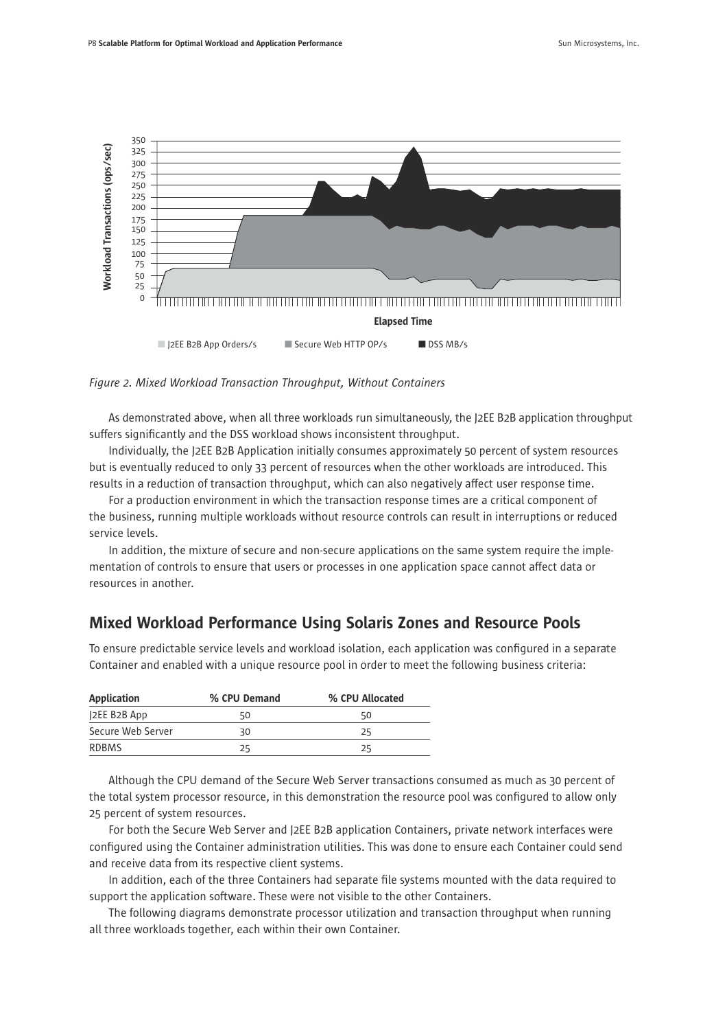*Figure 2. Mixed Workload Transaction Throughput, Without Containers*

As demonstrated above, when all three workloads run simultaneously, the J2EE B2B application throughput suffers significantly and the DSS workload shows inconsistent throughput.

Individually, the J2EE B2B Application initially consumes approximately 50 percent of system resources but is eventually reduced to only 33 percent of resources when the other workloads are introduced. This results in a reduction of transaction throughput, which can also negatively affect user response time.

For a production environment in which the transaction response times are a critical component of the business, running multiple workloads without resource controls can result in interruptions or reduced service levels.

In addition, the mixture of secure and non-secure applications on the same system require the implementation of controls to ensure that users or processes in one application space cannot affect data or resources in another.

## Mixed Workload Performance Using Solaris Zones and Resource Pools

To ensure predictable service levels and workload isolation, each application was configured in a separate Container and enabled with a unique resource pool in order to meet the following business criteria:

| Application | % CPU Demand | % CPU Allocated |
|---|---|---|
| J2EE B2B App | 50 | 50 |
| Secure Web Server | 30 | 25 |
| RDBMS | 25 | 25 |

Although the CPU demand of the Secure Web Server transactions consumed as much as 30 percent of the total system processor resource, in this demonstration the resource pool was configured to allow only 25 percent of system resources.

For both the Secure Web Server and J2EE B2B application Containers, private network interfaces were configured using the Container administration utilities. This was done to ensure each Container could send and receive data from its respective client systems.

In addition, each of the three Containers had separate file systems mounted with the data required to support the application software. These were not visible to the other Containers.

The following diagrams demonstrate processor utilization and transaction throughput when running all three workloads together, each within their own Container.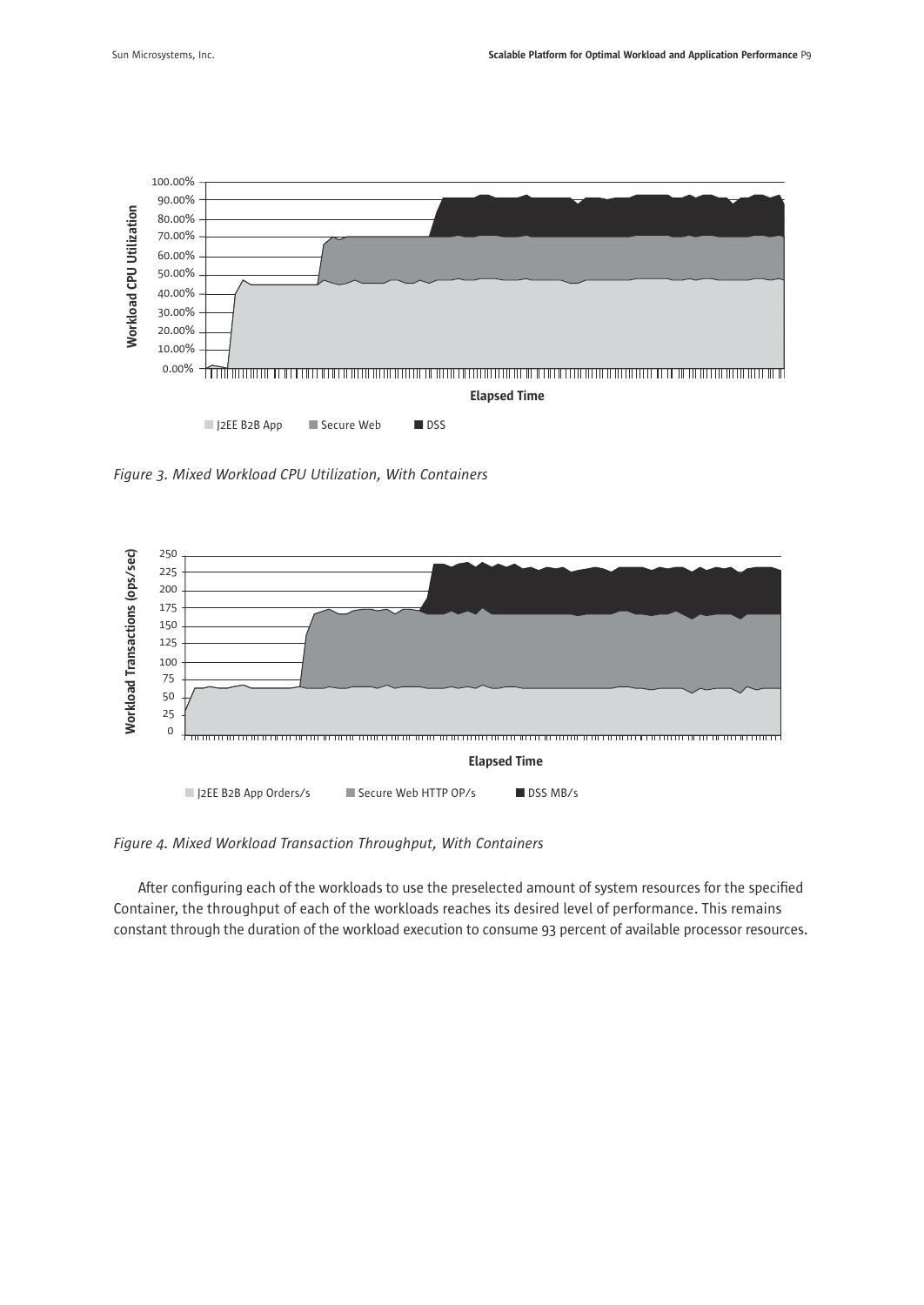*Figure 3. Mixed Workload CPU Utilization, With Containers*

*Figure 4. Mixed Workload Transaction Throughput, With Containers*

After configuring each of the workloads to use the preselected amount of system resources for the specified Container, the throughput of each of the workloads reaches its desired level of performance. This remains constant through the duration of the workload execution to consume 93 percent of available processor resources.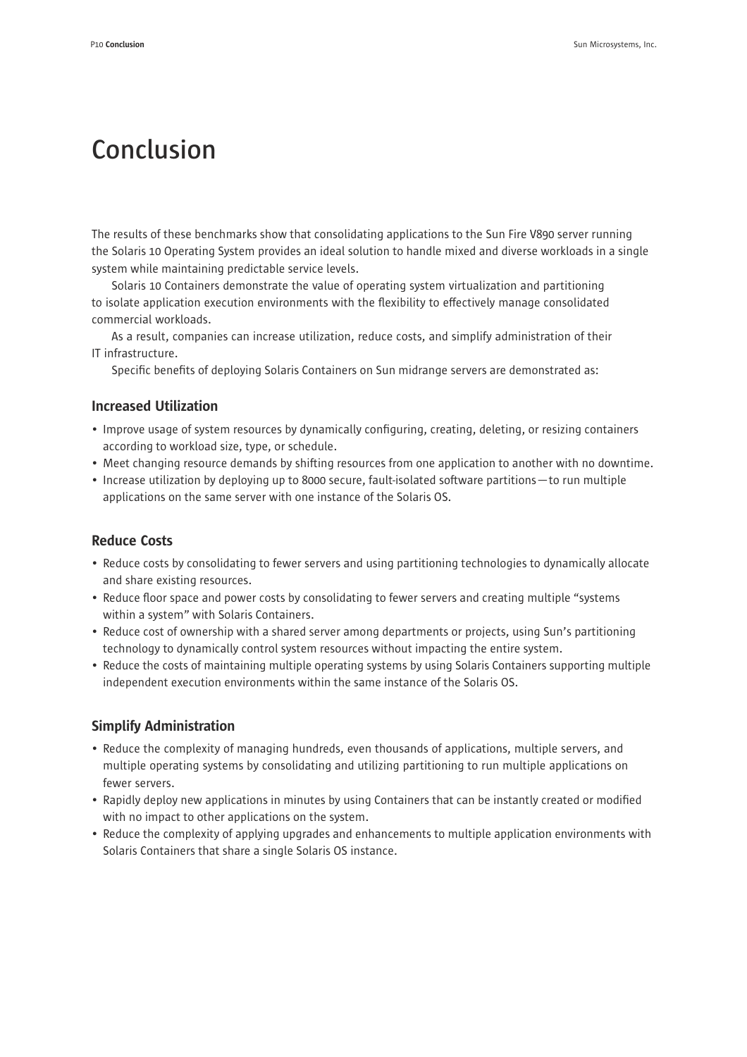# Conclusion

The results of these benchmarks show that consolidating applications to the Sun Fire V890 server running the Solaris 10 Operating System provides an ideal solution to handle mixed and diverse workloads in a single system while maintaining predictable service levels.

Solaris 10 Containers demonstrate the value of operating system virtualization and partitioning to isolate application execution environments with the flexibility to effectively manage consolidated commercial workloads.

As a result, companies can increase utilization, reduce costs, and simplify administration of their IT infrastructure.

Specific benefits of deploying Solaris Containers on Sun midrange servers are demonstrated as:

## Increased Utilization

- Improve usage of system resources by dynamically configuring, creating, deleting, or resizing containers according to workload size, type, or schedule.
- Meet changing resource demands by shifting resources from one application to another with no downtime.
- Increase utilization by deploying up to 8000 secure, fault-isolated software partitions—to run multiple applications on the same server with one instance of the Solaris OS.

## Reduce Costs

- Reduce costs by consolidating to fewer servers and using partitioning technologies to dynamically allocate and share existing resources.
- Reduce floor space and power costs by consolidating to fewer servers and creating multiple "systems within a system" with Solaris Containers.
- Reduce cost of ownership with a shared server among departments or projects, using Sun's partitioning technology to dynamically control system resources without impacting the entire system.
- Reduce the costs of maintaining multiple operating systems by using Solaris Containers supporting multiple independent execution environments within the same instance of the Solaris OS.

## Simplify Administration

- Reduce the complexity of managing hundreds, even thousands of applications, multiple servers, and multiple operating systems by consolidating and utilizing partitioning to run multiple applications on fewer servers.
- Rapidly deploy new applications in minutes by using Containers that can be instantly created or modified with no impact to other applications on the system.
- Reduce the complexity of applying upgrades and enhancements to multiple application environments with Solaris Containers that share a single Solaris OS instance.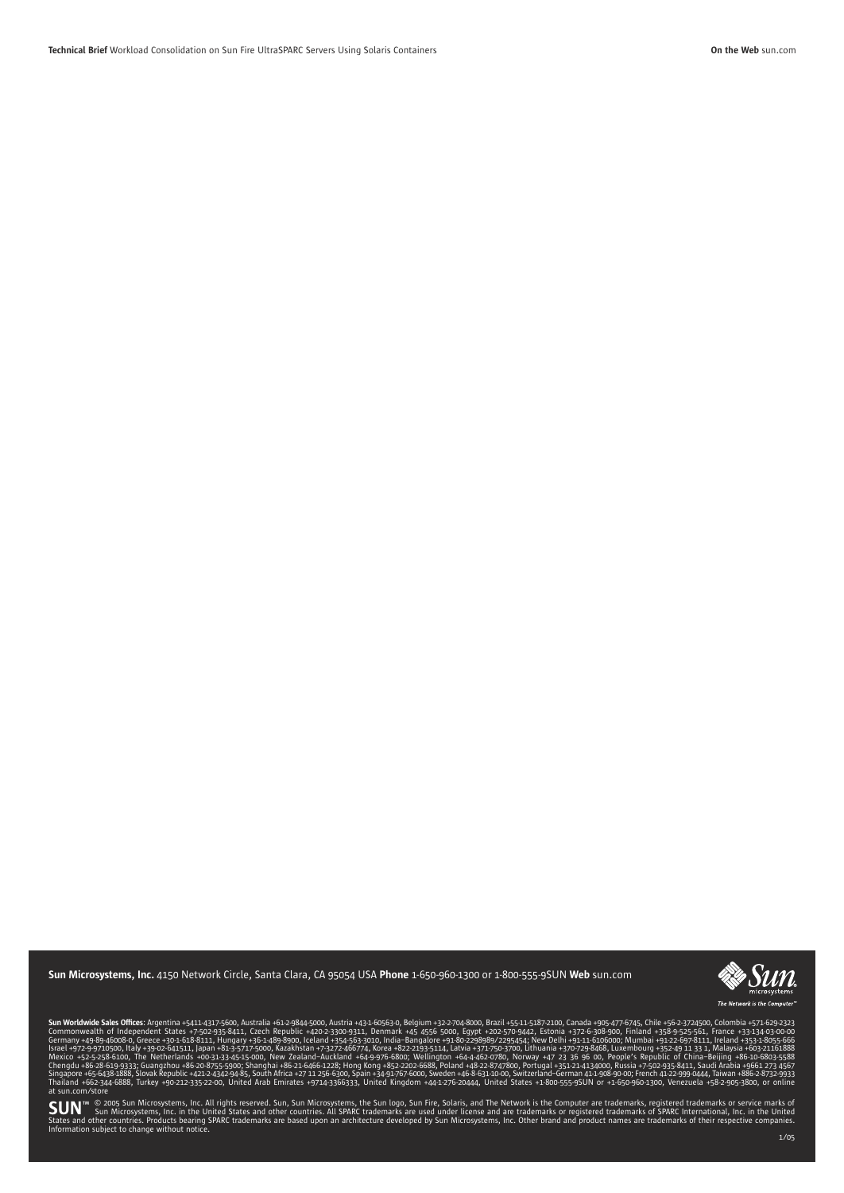**Sun Microsystems, Inc.** 4150 Network Circle, Santa Clara, CA 95054 USA **Phone** 1-650-960-1300 or 1-800-555-9SUN **Web** sun.com

The Network is the Computer™

**Sun Worldwide Sales Offices**: Argentina +5411-4317-5600, Australia +61-2-9844-5000, Austria +43-1-60563-0, Belgium +32-2-704-8000, Brazil +55-11-5187-2100, Canada +905-477-6745, Chile +56-2-3724500, Colombia +571-629-2323 Commonwealth of Independent States +7-502-935-8411, Czech Republic +420-2-3300-9311, Denmark +45 4556 5000, Egypt +202-570-9442, Estonia +372-6-308-900, Finland +358-9-525-561, France +33-134-03-00-00 Germany +49-89-46008-0, Greece +30-1-618-8111, Hungary +36-1-489-8900, Iceland +354-563-3010, India–Bangalore +91-80-2298989/2295454; New Delhi +91-11-6106000; Mumbai +91-22-697-8111, Ireland +353-1-8055-666 Israel +972-9-9710500, Italy +39-02-641511, Japan +81-3-5717-5000, Kazakhstan +7-3272-466774, Korea +822-2193-5114, Latvia +371-750-3700, Lithuania +370-729-8468, Luxembourg +352-49 11 33 1, Malaysia +603-21161888 Mexico +52-5-258-6100, The Netherlands +00-31-33-45-15-000, New Zealand–Auckland +64-9-976-6800; Wellington +64-4-462-0780, Norway +47 23 36 96 00, People's Republic of China–Beijing +86-10-6803-5588 Chengdu +86-28-619-9333; Guangzhou +86-20-8755-5900; Shanghai +86-21-6466-1228; Hong Kong +852-2202-6688, Poland +48-22-8747800, Portugal +351-21-4134000, Russia +7-502-935-8411, Saudi Arabia +9661 273 4567 Singapore +65-6438-1888, Slovak Republic +421-2-4342-94-85, South Africa +27 11 256-6300, Spain +34-91-767-6000, Sweden +46-8-631-10-00, Switzerland–German 41-1-908-90-00; French 41-22-999-0444, Taiwan +886-2-8732-9933 Thailand +662-344-6888, Turkey +90-212-335-22-00, United Arab Emirates +9714-3366333, United Kingdom +44-1-276-20444, United States +1-800-555-9SUN or +1-650-960-1300, Venezuela +58-2-905-3800, or online at sun.com/store

**SUN**™ © 2005 Sun Microsystems, Inc. All rights reserved. Sun, Sun Microsystems, the Sun logo, Sun Fire, Solaris, and The Network is the Computer are trademarks, registered trademarks or service marks of Sun Microsystems, Inc. in the United States and other countries. All SPARC trademarks are used under license and are trademarks or registered trademarks of SPARC International, Inc. in the United States and other countries. Products bearing SPARC trademarks are based upon an architecture developed by Sun Microsystems, Inc. Other brand and product names are trademarks of their respective companies. Information subject to change without notice.

1/05